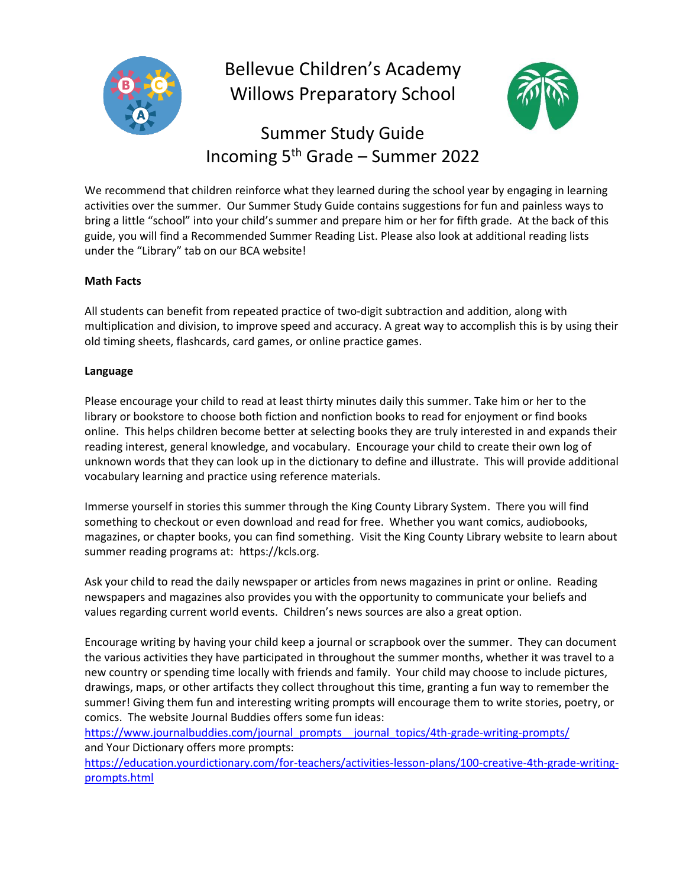# Bellevue Children's Academy
# Willows Preparatory School

## Summer Study Guide
## Incoming 5th Grade – Summer 2022

We recommend that children reinforce what they learned during the school year by engaging in learning activities over the summer. Our Summer Study Guide contains suggestions for fun and painless ways to bring a little "school" into your child's summer and prepare him or her for fifth grade. At the back of this guide, you will find a Recommended Summer Reading List. Please also look at additional reading lists under the "Library" tab on our BCA website!

**Math Facts**

All students can benefit from repeated practice of two-digit subtraction and addition, along with multiplication and division, to improve speed and accuracy. A great way to accomplish this is by using their old timing sheets, flashcards, card games, or online practice games.

**Language**

Please encourage your child to read at least thirty minutes daily this summer. Take him or her to the library or bookstore to choose both fiction and nonfiction books to read for enjoyment or find books online. This helps children become better at selecting books they are truly interested in and expands their reading interest, general knowledge, and vocabulary. Encourage your child to create their own log of unknown words that they can look up in the dictionary to define and illustrate. This will provide additional vocabulary learning and practice using reference materials.

Immerse yourself in stories this summer through the King County Library System. There you will find something to checkout or even download and read for free. Whether you want comics, audiobooks, magazines, or chapter books, you can find something. Visit the King County Library website to learn about summer reading programs at: https://kcls.org.

Ask your child to read the daily newspaper or articles from news magazines in print or online. Reading newspapers and magazines also provides you with the opportunity to communicate your beliefs and values regarding current world events. Children's news sources are also a great option.

Encourage writing by having your child keep a journal or scrapbook over the summer. They can document the various activities they have participated in throughout the summer months, whether it was travel to a new country or spending time locally with friends and family. Your child may choose to include pictures, drawings, maps, or other artifacts they collect throughout this time, granting a fun way to remember the summer! Giving them fun and interesting writing prompts will encourage them to write stories, poetry, or comics. The website Journal Buddies offers some fun ideas:
https://www.journalbuddies.com/journal_prompts__journal_topics/4th-grade-writing-prompts/
and Your Dictionary offers more prompts:
https://education.yourdictionary.com/for-teachers/activities-lesson-plans/100-creative-4th-grade-writing-prompts.html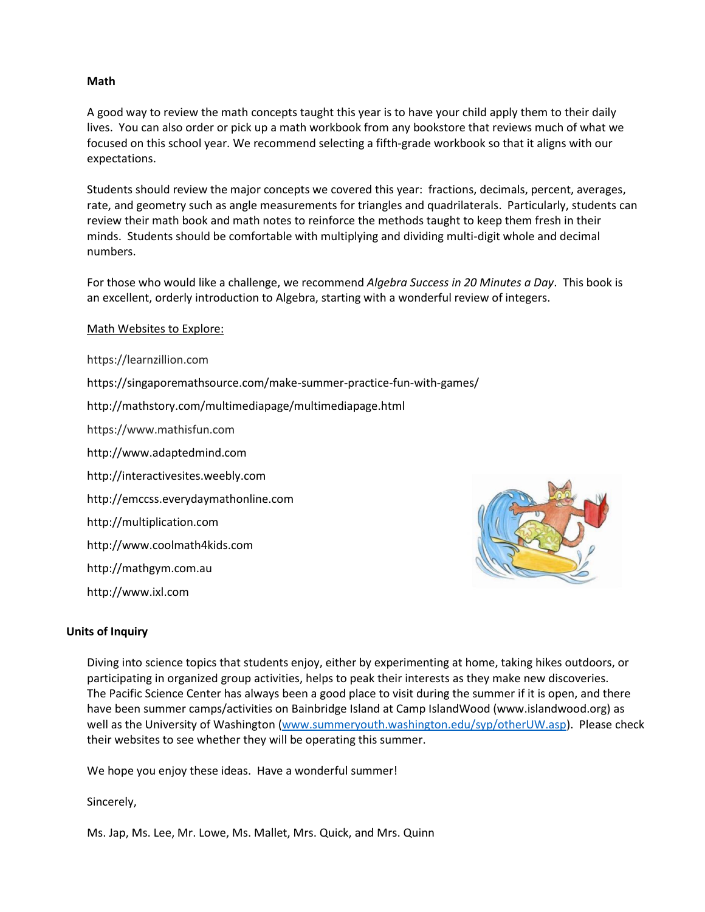## Math

A good way to review the math concepts taught this year is to have your child apply them to their daily lives. You can also order or pick up a math workbook from any bookstore that reviews much of what we focused on this school year. We recommend selecting a fifth-grade workbook so that it aligns with our expectations.

Students should review the major concepts we covered this year: fractions, decimals, percent, averages, rate, and geometry such as angle measurements for triangles and quadrilaterals. Particularly, students can review their math book and math notes to reinforce the methods taught to keep them fresh in their minds. Students should be comfortable with multiplying and dividing multi-digit whole and decimal numbers.

For those who would like a challenge, we recommend *Algebra Success in 20 Minutes a Day*. This book is an excellent, orderly introduction to Algebra, starting with a wonderful review of integers.

Math Websites to Explore:

https://learnzillion.com

https://singaporemathsource.com/make-summer-practice-fun-with-games/

http://mathstory.com/multimediapage/multimediapage.html

https://www.mathisfun.com

http://www.adaptedmind.com

http://interactivesites.weebly.com

http://emccss.everydaymathonline.com

http://multiplication.com

http://www.coolmath4kids.com

http://mathgym.com.au

http://www.ixl.com

## Units of Inquiry

Diving into science topics that students enjoy, either by experimenting at home, taking hikes outdoors, or participating in organized group activities, helps to peak their interests as they make new discoveries. The Pacific Science Center has always been a good place to visit during the summer if it is open, and there have been summer camps/activities on Bainbridge Island at Camp IslandWood (www.islandwood.org) as well as the University of Washington (www.summeryouth.washington.edu/syp/otherUW.asp). Please check their websites to see whether they will be operating this summer.

We hope you enjoy these ideas. Have a wonderful summer!

Sincerely,

Ms. Jap, Ms. Lee, Mr. Lowe, Ms. Mallet, Mrs. Quick, and Mrs. Quinn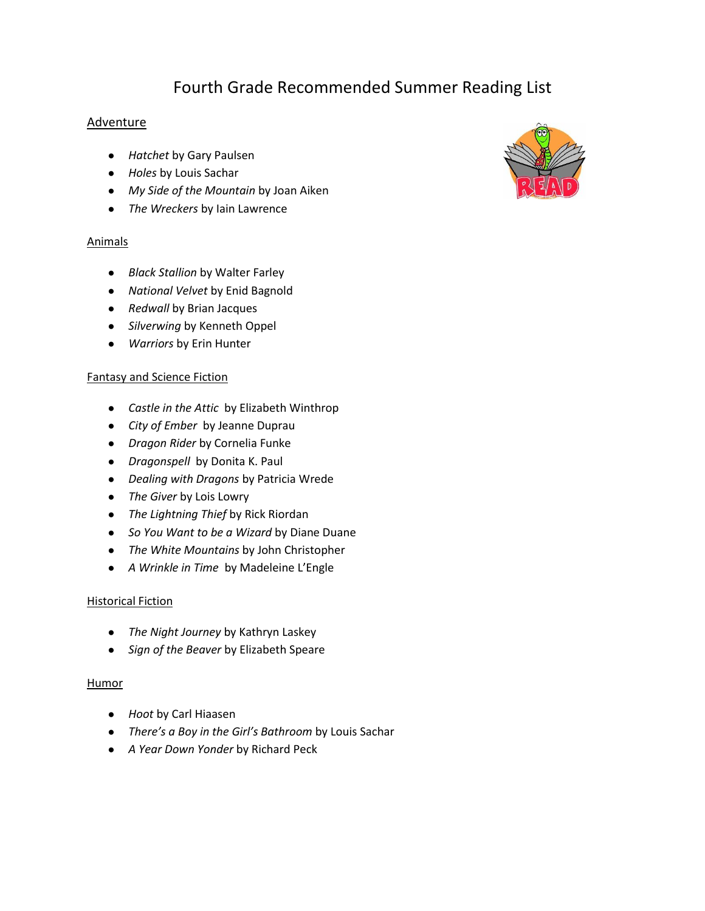# Fourth Grade Recommended Summer Reading List

## Adventure

- *Hatchet* by Gary Paulsen
- *Holes* by Louis Sachar
- *My Side of the Mountain* by Joan Aiken
- *The Wreckers* by Iain Lawrence

## Animals

- *Black Stallion* by Walter Farley
- *National Velvet* by Enid Bagnold
- *Redwall* by Brian Jacques
- *Silverwing* by Kenneth Oppel
- *Warriors* by Erin Hunter

## Fantasy and Science Fiction

- *Castle in the Attic* by Elizabeth Winthrop
- *City of Ember* by Jeanne Duprau
- *Dragon Rider* by Cornelia Funke
- *Dragonspell* by Donita K. Paul
- *Dealing with Dragons* by Patricia Wrede
- *The Giver* by Lois Lowry
- *The Lightning Thief* by Rick Riordan
- *So You Want to be a Wizard* by Diane Duane
- *The White Mountains* by John Christopher
- *A Wrinkle in Time* by Madeleine L'Engle

## Historical Fiction

- *The Night Journey* by Kathryn Laskey
- *Sign of the Beaver* by Elizabeth Speare

## Humor

- *Hoot* by Carl Hiaasen
- *There's a Boy in the Girl's Bathroom* by Louis Sachar
- *A Year Down Yonder* by Richard Peck